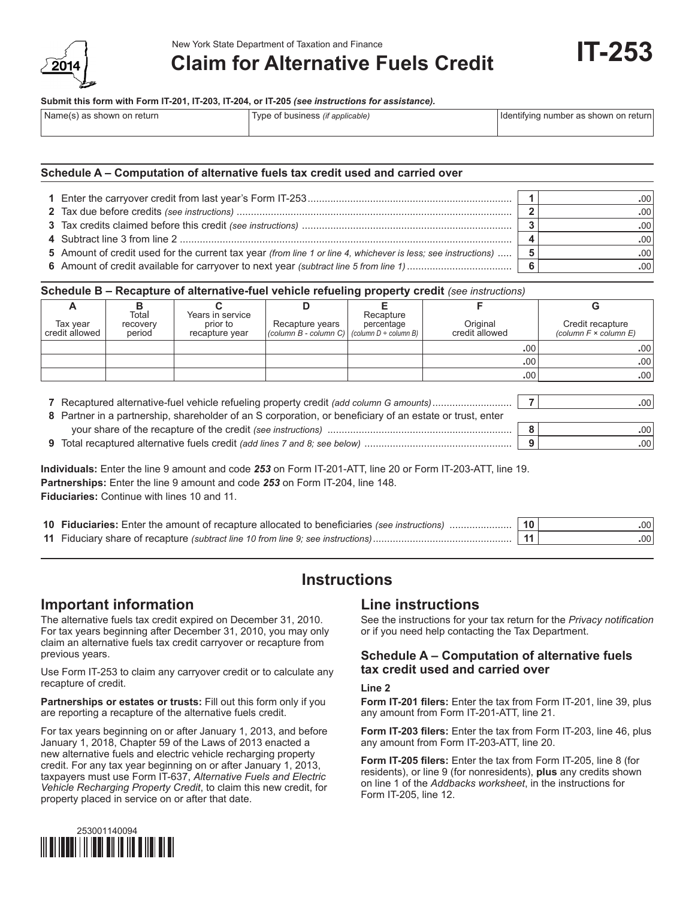New York State Department of Taxation and Finance

2014

# Claim for Alternative Fuels Credit

# IT-253

**Submit this form with Form IT-201, IT-203, IT-204, or IT-205** ***(see instructions for assistance).***

| Name(s) as shown on return | Type of business *(if applicable)* | Identifying number as shown on return |
|---|---|---|
| | | |

## Schedule A – Computation of alternative fuels tax credit used and carried over

| | | | |
|---|---|---|---|
| **1** | Enter the carryover credit from last year's Form IT-253 | **1** | .00 |
| **2** | Tax due before credits *(see instructions)* | **2** | .00 |
| **3** | Tax credits claimed before this credit *(see instructions)* | **3** | .00 |
| **4** | Subtract line 3 from line 2 | **4** | .00 |
| **5** | Amount of credit used for the current tax year *(from line 1 or line 4, whichever is less; see instructions)* | **5** | .00 |
| **6** | Amount of credit available for carryover to next year *(subtract line 5 from line 1)* | **6** | .00 |

## Schedule B – Recapture of alternative-fuel vehicle refueling property credit *(see instructions)*

| A | B | C | D | E | F | G |
|---|---|---|---|---|---|---|
| Tax year credit allowed | Total recovery period | Years in service prior to recapture year | Recapture years *(column B - column C)* | Recapture percentage *(column D ÷ column B)* | Original credit allowed | Credit recapture *(column F × column E)* |
| | | | | | .00 | .00 |
| | | | | | .00 | .00 |
| | | | | | .00 | .00 |

| | | | |
|---|---|---|---|
| **7** | Recaptured alternative-fuel vehicle refueling property credit *(add column G amounts)* | **7** | .00 |
| **8** | Partner in a partnership, shareholder of an S corporation, or beneficiary of an estate or trust, enter your share of the recapture of the credit *(see instructions)* | **8** | .00 |
| **9** | Total recaptured alternative fuels credit *(add lines 7 and 8; see below)* | **9** | .00 |

**Individuals:** Enter the line 9 amount and code ***253*** on Form IT-201-ATT, line 20 or Form IT-203-ATT, line 19.
**Partnerships:** Enter the line 9 amount and code ***253*** on Form IT-204, line 148.
**Fiduciaries:** Continue with lines 10 and 11.

| | | | |
|---|---|---|---|
| **10** | **Fiduciaries:** Enter the amount of recapture allocated to beneficiaries *(see instructions)* | **10** | .00 |
| **11** | Fiduciary share of recapture *(subtract line 10 from line 9; see instructions)* | **11** | .00 |

# Instructions

## Important information

The alternative fuels tax credit expired on December 31, 2010. For tax years beginning after December 31, 2010, you may only claim an alternative fuels tax credit carryover or recapture from previous years.

Use Form IT-253 to claim any carryover credit or to calculate any recapture of credit.

**Partnerships or estates or trusts:** Fill out this form only if you are reporting a recapture of the alternative fuels credit.

For tax years beginning on or after January 1, 2013, and before January 1, 2018, Chapter 59 of the Laws of 2013 enacted a new alternative fuels and electric vehicle recharging property credit. For any tax year beginning on or after January 1, 2013, taxpayers must use Form IT-637, *Alternative Fuels and Electric Vehicle Recharging Property Credit*, to claim this new credit, for property placed in service on or after that date.

## Line instructions

See the instructions for your tax return for the *Privacy notification* or if you need help contacting the Tax Department.

### Schedule A – Computation of alternative fuels tax credit used and carried over

**Line 2**

**Form IT-201 filers:** Enter the tax from Form IT-201, line 39, plus any amount from Form IT-201-ATT, line 21.

**Form IT-203 filers:** Enter the tax from Form IT-203, line 46, plus any amount from Form IT-203-ATT, line 20.

**Form IT-205 filers:** Enter the tax from Form IT-205, line 8 (for residents), or line 9 (for nonresidents), **plus** any credits shown on line 1 of the *Addbacks worksheet*, in the instructions for Form IT-205, line 12.

253001140094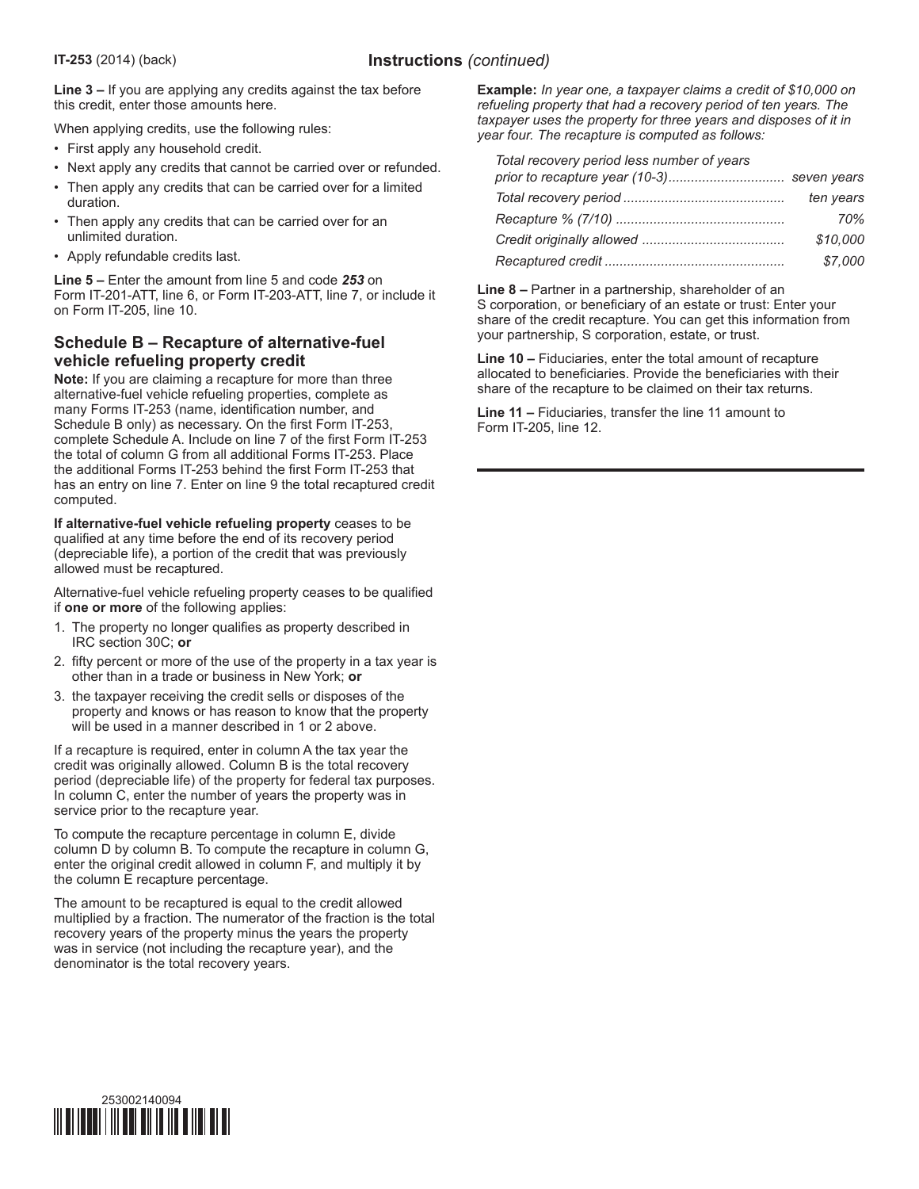## Instructions *(continued)*

**Line 3 –** If you are applying any credits against the tax before this credit, enter those amounts here.

When applying credits, use the following rules:

- First apply any household credit.
- Next apply any credits that cannot be carried over or refunded.
- Then apply any credits that can be carried over for a limited duration.
- Then apply any credits that can be carried over for an unlimited duration.
- Apply refundable credits last.

**Line 5 –** Enter the amount from line 5 and code ***253*** on Form IT-201-ATT, line 6, or Form IT-203-ATT, line 7, or include it on Form IT-205, line 10.

### Schedule B – Recapture of alternative-fuel vehicle refueling property credit

**Note:** If you are claiming a recapture for more than three alternative-fuel vehicle refueling properties, complete as many Forms IT-253 (name, identification number, and Schedule B only) as necessary. On the first Form IT-253, complete Schedule A. Include on line 7 of the first Form IT-253 the total of column G from all additional Forms IT-253. Place the additional Forms IT-253 behind the first Form IT-253 that has an entry on line 7. Enter on line 9 the total recaptured credit computed.

**If alternative-fuel vehicle refueling property** ceases to be qualified at any time before the end of its recovery period (depreciable life), a portion of the credit that was previously allowed must be recaptured.

Alternative-fuel vehicle refueling property ceases to be qualified if **one or more** of the following applies:

1. The property no longer qualifies as property described in IRC section 30C; **or**
2. fifty percent or more of the use of the property in a tax year is other than in a trade or business in New York; **or**
3. the taxpayer receiving the credit sells or disposes of the property and knows or has reason to know that the property will be used in a manner described in 1 or 2 above.

If a recapture is required, enter in column A the tax year the credit was originally allowed. Column B is the total recovery period (depreciable life) of the property for federal tax purposes. In column C, enter the number of years the property was in service prior to the recapture year.

To compute the recapture percentage in column E, divide column D by column B. To compute the recapture in column G, enter the original credit allowed in column F, and multiply it by the column E recapture percentage.

The amount to be recaptured is equal to the credit allowed multiplied by a fraction. The numerator of the fraction is the total recovery years of the property minus the years the property was in service (not including the recapture year), and the denominator is the total recovery years.

**Example:** *In year one, a taxpayer claims a credit of $10,000 on refueling property that had a recovery period of ten years. The taxpayer uses the property for three years and disposes of it in year four. The recapture is computed as follows:*

| | |
|---|---|
| *Total recovery period less number of years prior to recapture year (10-3)* | *seven years* |
| *Total recovery period* | *ten years* |
| *Recapture % (7/10)* | *70%* |
| *Credit originally allowed* | *$10,000* |
| *Recaptured credit* | *$7,000* |

**Line 8 –** Partner in a partnership, shareholder of an S corporation, or beneficiary of an estate or trust: Enter your share of the credit recapture. You can get this information from your partnership, S corporation, estate, or trust.

**Line 10 –** Fiduciaries, enter the total amount of recapture allocated to beneficiaries. Provide the beneficiaries with their share of the recapture to be claimed on their tax returns.

**Line 11 –** Fiduciaries, transfer the line 11 amount to Form IT-205, line 12.

253002140094